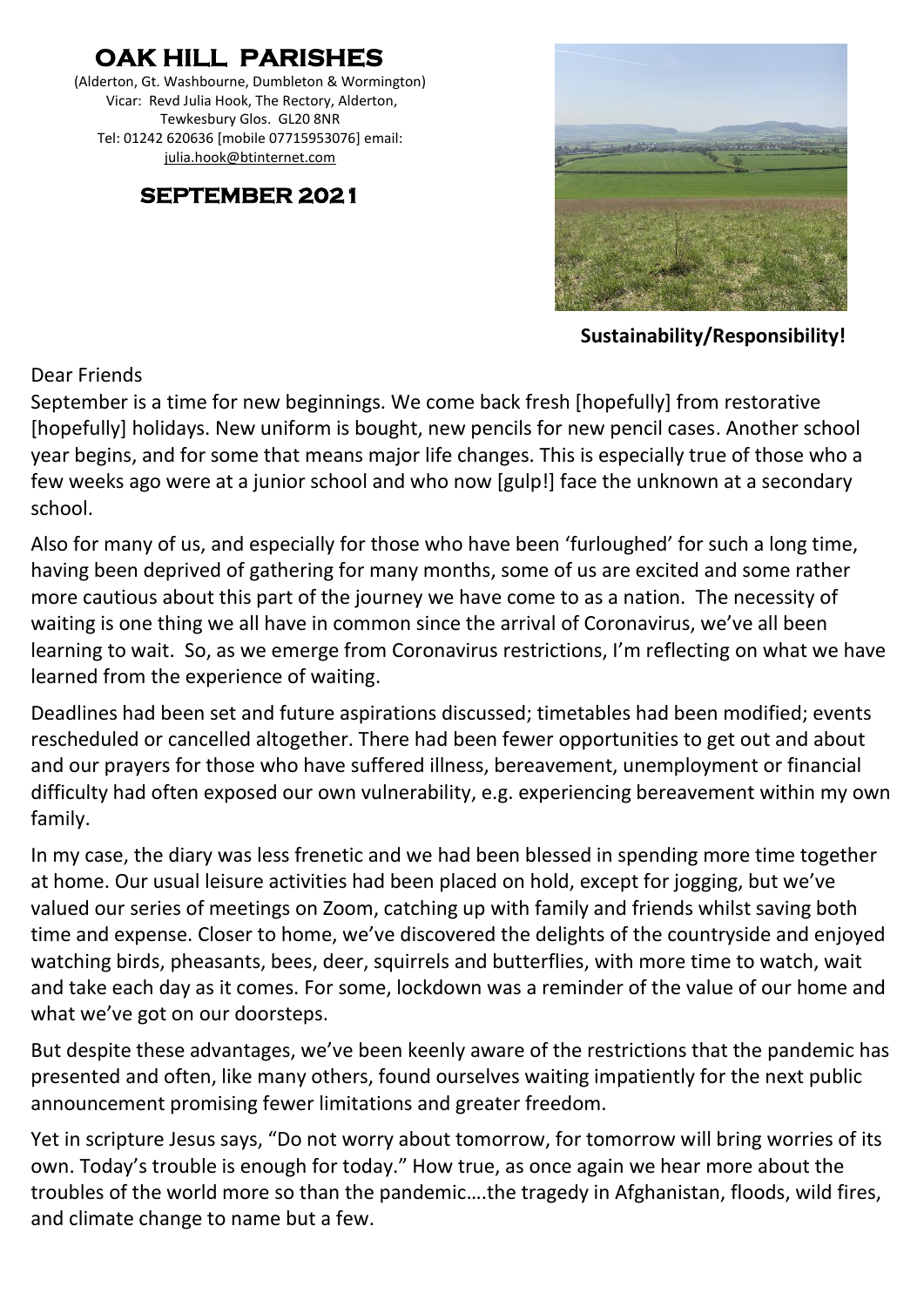# OAK HILL PARISHES

(Alderton, Gt. Washbourne, Dumbleton & Wormington)
Vicar: Revd Julia Hook, The Rectory, Alderton, Tewkesbury Glos. GL20 8NR
Tel: 01242 620636 [mobile 07715953076] email: julia.hook@btinternet.com

## SEPTEMBER 2021

**Sustainability/Responsibility!**

Dear Friends

September is a time for new beginnings. We come back fresh [hopefully] from restorative [hopefully] holidays. New uniform is bought, new pencils for new pencil cases. Another school year begins, and for some that means major life changes. This is especially true of those who a few weeks ago were at a junior school and who now [gulp!] face the unknown at a secondary school.

Also for many of us, and especially for those who have been 'furloughed' for such a long time, having been deprived of gathering for many months, some of us are excited and some rather more cautious about this part of the journey we have come to as a nation. The necessity of waiting is one thing we all have in common since the arrival of Coronavirus, we've all been learning to wait. So, as we emerge from Coronavirus restrictions, I'm reflecting on what we have learned from the experience of waiting.

Deadlines had been set and future aspirations discussed; timetables had been modified; events rescheduled or cancelled altogether. There had been fewer opportunities to get out and about and our prayers for those who have suffered illness, bereavement, unemployment or financial difficulty had often exposed our own vulnerability, e.g. experiencing bereavement within my own family.

In my case, the diary was less frenetic and we had been blessed in spending more time together at home. Our usual leisure activities had been placed on hold, except for jogging, but we've valued our series of meetings on Zoom, catching up with family and friends whilst saving both time and expense. Closer to home, we've discovered the delights of the countryside and enjoyed watching birds, pheasants, bees, deer, squirrels and butterflies, with more time to watch, wait and take each day as it comes. For some, lockdown was a reminder of the value of our home and what we've got on our doorsteps.

But despite these advantages, we've been keenly aware of the restrictions that the pandemic has presented and often, like many others, found ourselves waiting impatiently for the next public announcement promising fewer limitations and greater freedom.

Yet in scripture Jesus says, "Do not worry about tomorrow, for tomorrow will bring worries of its own. Today's trouble is enough for today." How true, as once again we hear more about the troubles of the world more so than the pandemic….the tragedy in Afghanistan, floods, wild fires, and climate change to name but a few.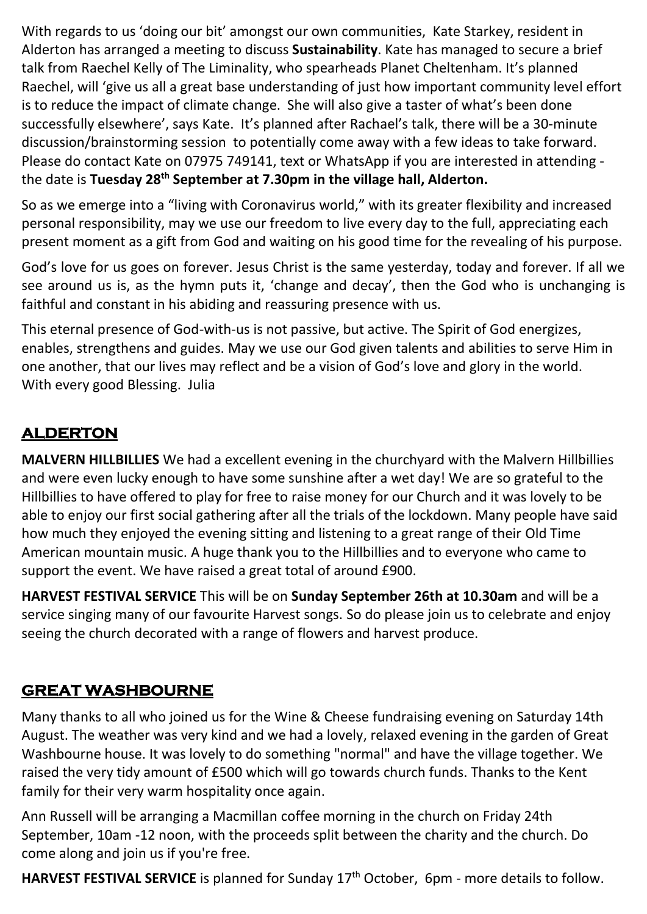With regards to us 'doing our bit' amongst our own communities, Kate Starkey, resident in Alderton has arranged a meeting to discuss **Sustainability**. Kate has managed to secure a brief talk from Raechel Kelly of The Liminality, who spearheads Planet Cheltenham. It's planned Raechel, will 'give us all a great base understanding of just how important community level effort is to reduce the impact of climate change. She will also give a taster of what's been done successfully elsewhere', says Kate. It's planned after Rachael's talk, there will be a 30-minute discussion/brainstorming session to potentially come away with a few ideas to take forward. Please do contact Kate on 07975 749141, text or WhatsApp if you are interested in attending - the date is **Tuesday 28th September at 7.30pm in the village hall, Alderton.**

So as we emerge into a "living with Coronavirus world," with its greater flexibility and increased personal responsibility, may we use our freedom to live every day to the full, appreciating each present moment as a gift from God and waiting on his good time for the revealing of his purpose.

God's love for us goes on forever. Jesus Christ is the same yesterday, today and forever. If all we see around us is, as the hymn puts it, 'change and decay', then the God who is unchanging is faithful and constant in his abiding and reassuring presence with us.

This eternal presence of God-with-us is not passive, but active. The Spirit of God energizes, enables, strengthens and guides. May we use our God given talents and abilities to serve Him in one another, that our lives may reflect and be a vision of God's love and glory in the world.
With every good Blessing. Julia

## ALDERTON

**MALVERN HILLBILLIES** We had a excellent evening in the churchyard with the Malvern Hillbillies and were even lucky enough to have some sunshine after a wet day! We are so grateful to the Hillbillies to have offered to play for free to raise money for our Church and it was lovely to be able to enjoy our first social gathering after all the trials of the lockdown. Many people have said how much they enjoyed the evening sitting and listening to a great range of their Old Time American mountain music. A huge thank you to the Hillbillies and to everyone who came to support the event. We have raised a great total of around £900.

**HARVEST FESTIVAL SERVICE** This will be on **Sunday September 26th at 10.30am** and will be a service singing many of our favourite Harvest songs. So do please join us to celebrate and enjoy seeing the church decorated with a range of flowers and harvest produce.

## GREAT WASHBOURNE

Many thanks to all who joined us for the Wine & Cheese fundraising evening on Saturday 14th August. The weather was very kind and we had a lovely, relaxed evening in the garden of Great Washbourne house. It was lovely to do something "normal" and have the village together. We raised the very tidy amount of £500 which will go towards church funds. Thanks to the Kent family for their very warm hospitality once again.

Ann Russell will be arranging a Macmillan coffee morning in the church on Friday 24th September, 10am -12 noon, with the proceeds split between the charity and the church. Do come along and join us if you're free.

**HARVEST FESTIVAL SERVICE** is planned for Sunday 17th October, 6pm - more details to follow.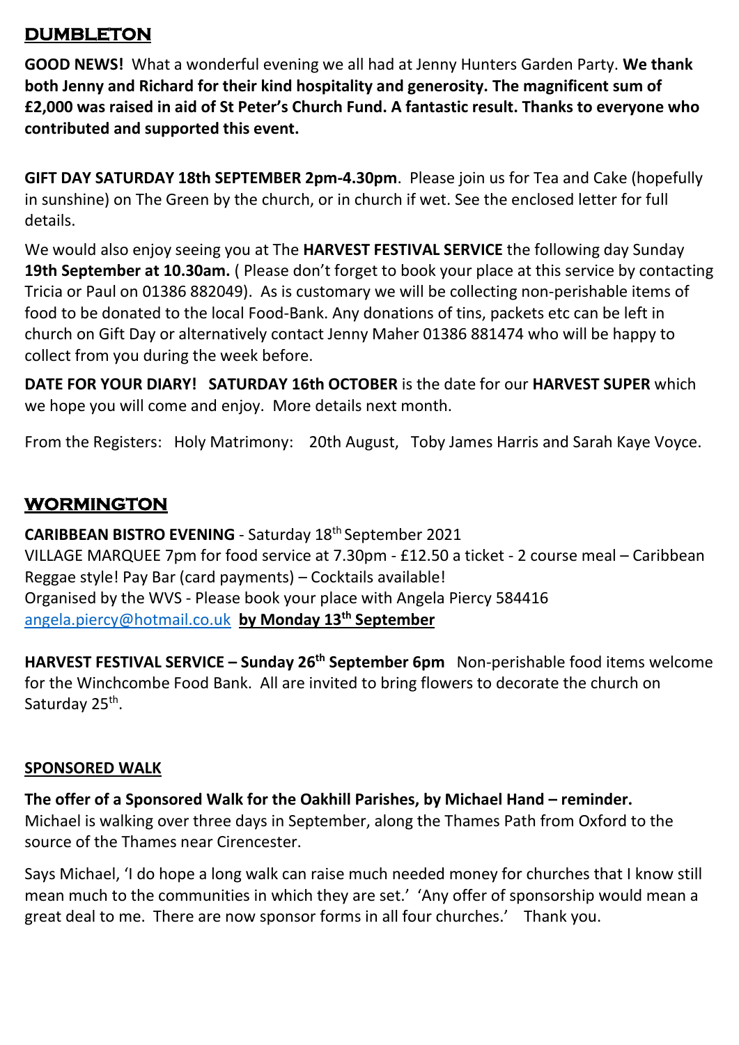## DUMBLETON

**GOOD NEWS!** What a wonderful evening we all had at Jenny Hunters Garden Party. **We thank both Jenny and Richard for their kind hospitality and generosity. The magnificent sum of £2,000 was raised in aid of St Peter's Church Fund. A fantastic result. Thanks to everyone who contributed and supported this event.**

**GIFT DAY SATURDAY 18th SEPTEMBER 2pm-4.30pm**. Please join us for Tea and Cake (hopefully in sunshine) on The Green by the church, or in church if wet. See the enclosed letter for full details.

We would also enjoy seeing you at The **HARVEST FESTIVAL SERVICE** the following day Sunday **19th September at 10.30am.** ( Please don't forget to book your place at this service by contacting Tricia or Paul on 01386 882049). As is customary we will be collecting non-perishable items of food to be donated to the local Food-Bank. Any donations of tins, packets etc can be left in church on Gift Day or alternatively contact Jenny Maher 01386 881474 who will be happy to collect from you during the week before.

**DATE FOR YOUR DIARY! SATURDAY 16th OCTOBER** is the date for our **HARVEST SUPER** which we hope you will come and enjoy. More details next month.

From the Registers: Holy Matrimony: 20th August, Toby James Harris and Sarah Kaye Voyce.

## WORMINGTON

**CARIBBEAN BISTRO EVENING** - Saturday 18th September 2021
VILLAGE MARQUEE 7pm for food service at 7.30pm - £12.50 a ticket - 2 course meal – Caribbean Reggae style! Pay Bar (card payments) – Cocktails available!
Organised by the WVS - Please book your place with Angela Piercy 584416
angela.piercy@hotmail.co.uk **by Monday 13th September**

**HARVEST FESTIVAL SERVICE – Sunday 26th September 6pm** Non-perishable food items welcome for the Winchcombe Food Bank. All are invited to bring flowers to decorate the church on Saturday 25th.

### SPONSORED WALK

**The offer of a Sponsored Walk for the Oakhill Parishes, by Michael Hand – reminder.**
Michael is walking over three days in September, along the Thames Path from Oxford to the source of the Thames near Cirencester.

Says Michael, 'I do hope a long walk can raise much needed money for churches that I know still mean much to the communities in which they are set.' 'Any offer of sponsorship would mean a great deal to me. There are now sponsor forms in all four churches.' Thank you.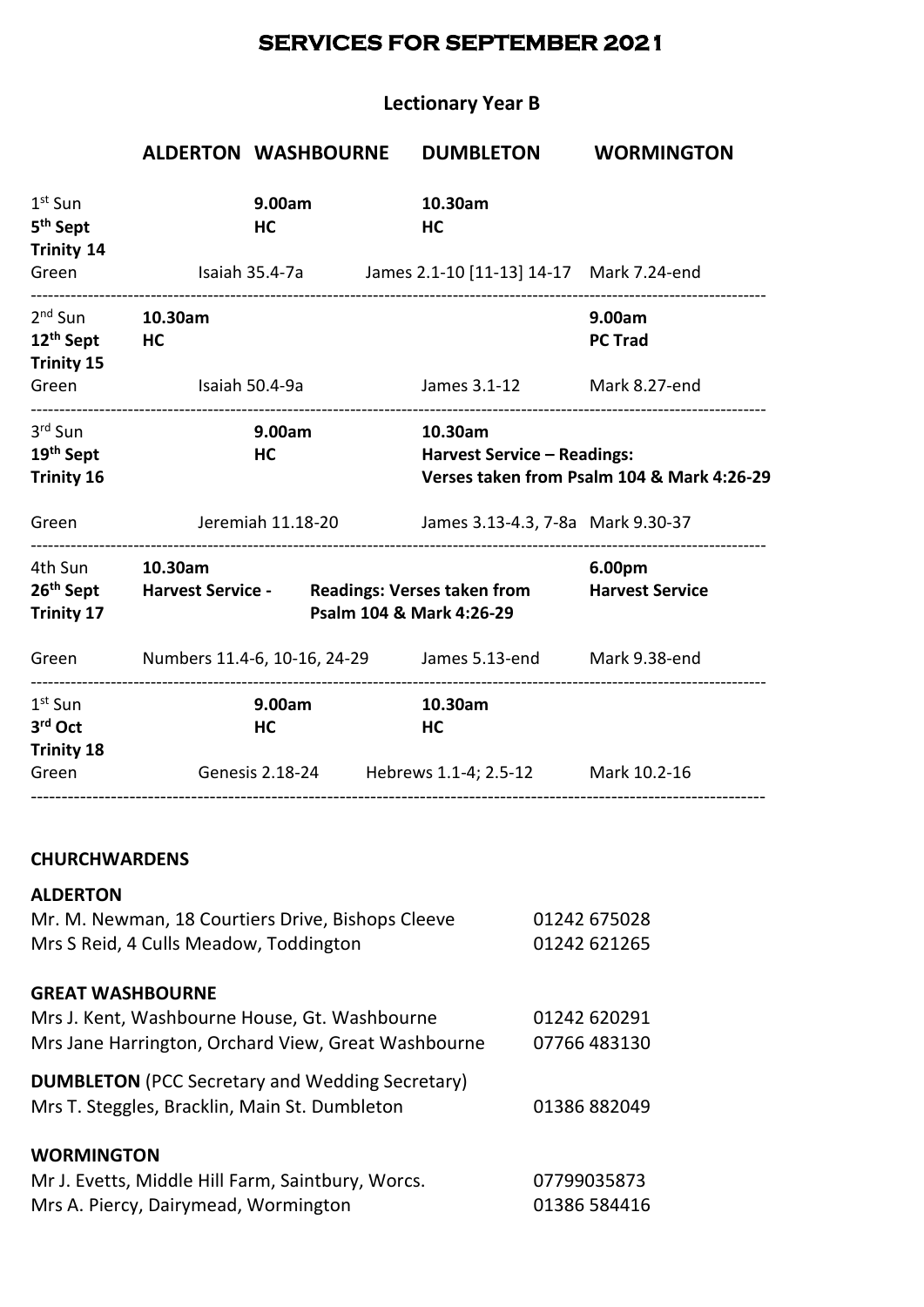# SERVICES FOR SEPTEMBER 2021

**Lectionary Year B**

| | ALDERTON | WASHBOURNE | DUMBLETON | WORMINGTON |
|---|---|---|---|---|
| 1[st] Sun **5[th] Sept Trinity 14** | | **9.00am HC** | **10.30am HC** | |
| Green | | Isaiah 35.4-7a | James 2.1-10 [11-13] 14-17 | Mark 7.24-end |
| 2[nd] Sun **12[th] Sept Trinity 15** | **10.30am HC** | | | **9.00am PC Trad** |
| Green | | Isaiah 50.4-9a | James 3.1-12 | Mark 8.27-end |
| 3[rd] Sun **19[th] Sept Trinity 16** | | **9.00am HC** | **10.30am Harvest Service – Readings: Verses taken from Psalm 104 & Mark 4:26-29** | |
| Green | | Jeremiah 11.18-20 | James 3.13-4.3, 7-8a | Mark 9.30-37 |
| 4th Sun **26[th] Sept Trinity 17** | **10.30am Harvest Service -** | **Readings: Verses taken from Psalm 104 & Mark 4:26-29** | | **6.00pm Harvest Service** |
| Green | Numbers 11.4-6, 10-16, 24-29 | | James 5.13-end | Mark 9.38-end |
| 1[st] Sun **3[rd] Oct Trinity 18** | | **9.00am HC** | **10.30am HC** | |
| Green | | Genesis 2.18-24 | Hebrews 1.1-4; 2.5-12 | Mark 10.2-16 |

## CHURCHWARDENS

**ALDERTON**

Mr. M. Newman, 18 Courtiers Drive, Bishops Cleeve 01242 675028
Mrs S Reid, 4 Culls Meadow, Toddington 01242 621265

**GREAT WASHBOURNE**

Mrs J. Kent, Washbourne House, Gt. Washbourne 01242 620291
Mrs Jane Harrington, Orchard View, Great Washbourne 07766 483130

**DUMBLETON** (PCC Secretary and Wedding Secretary)

Mrs T. Steggles, Bracklin, Main St. Dumbleton 01386 882049

**WORMINGTON**

Mr J. Evetts, Middle Hill Farm, Saintbury, Worcs. 07799035873
Mrs A. Piercy, Dairymead, Wormington 01386 584416